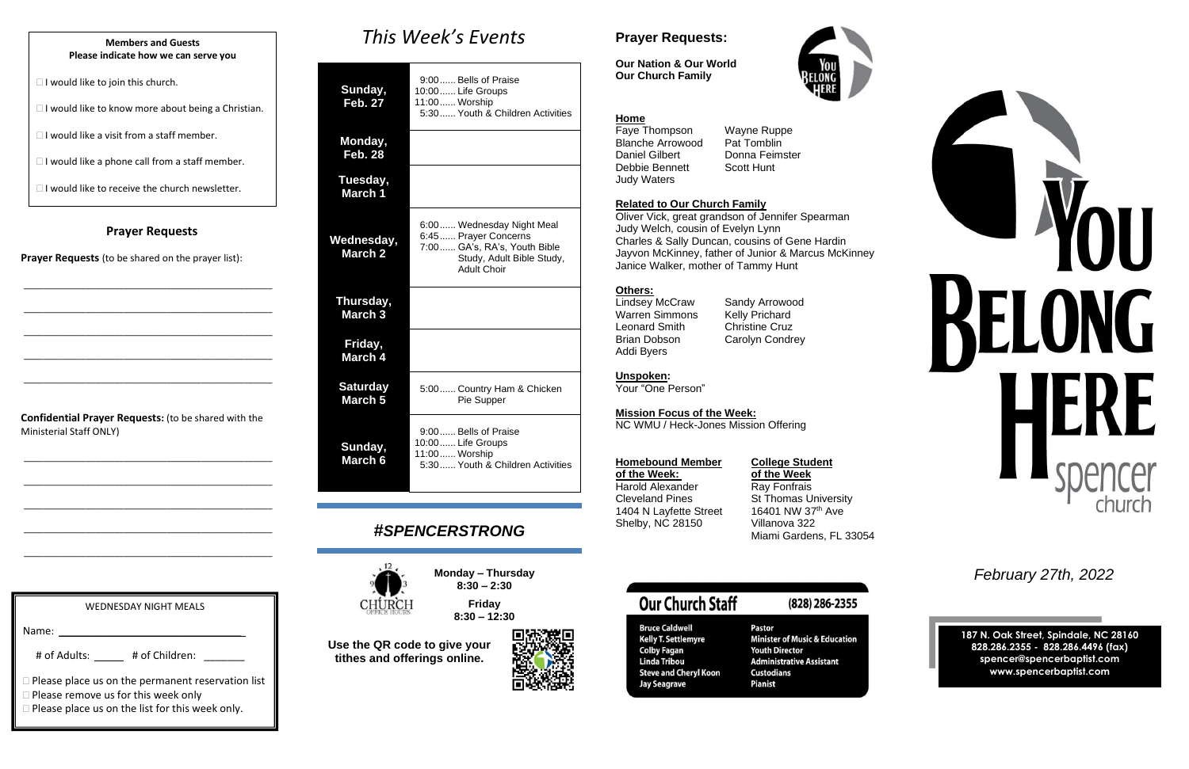**Members and Guests**
**Please indicate how we can serve you**

□ I would like to join this church.

□ I would like to know more about being a Christian.

□ I would like a visit from a staff member.

□ I would like a phone call from a staff member.

□ I would like to receive the church newsletter.

## Prayer Requests

**Prayer Requests** (to be shared on the prayer list):

\_\_\_\_\_\_\_\_\_\_\_\_\_\_\_\_\_\_\_\_\_\_\_\_\_\_\_\_\_\_\_\_\_\_\_\_\_\_\_\_\_\_

\_\_\_\_\_\_\_\_\_\_\_\_\_\_\_\_\_\_\_\_\_\_\_\_\_\_\_\_\_\_\_\_\_\_\_\_\_\_\_\_\_\_

\_\_\_\_\_\_\_\_\_\_\_\_\_\_\_\_\_\_\_\_\_\_\_\_\_\_\_\_\_\_\_\_\_\_\_\_\_\_\_\_\_\_

\_\_\_\_\_\_\_\_\_\_\_\_\_\_\_\_\_\_\_\_\_\_\_\_\_\_\_\_\_\_\_\_\_\_\_\_\_\_\_\_\_\_

\_\_\_\_\_\_\_\_\_\_\_\_\_\_\_\_\_\_\_\_\_\_\_\_\_\_\_\_\_\_\_\_\_\_\_\_\_\_\_\_\_\_

**Confidential Prayer Requests:** (to be shared with the Ministerial Staff ONLY)

\_\_\_\_\_\_\_\_\_\_\_\_\_\_\_\_\_\_\_\_\_\_\_\_\_\_\_\_\_\_\_\_\_\_\_\_\_\_\_\_\_\_

\_\_\_\_\_\_\_\_\_\_\_\_\_\_\_\_\_\_\_\_\_\_\_\_\_\_\_\_\_\_\_\_\_\_\_\_\_\_\_\_\_\_

\_\_\_\_\_\_\_\_\_\_\_\_\_\_\_\_\_\_\_\_\_\_\_\_\_\_\_\_\_\_\_\_\_\_\_\_\_\_\_\_\_\_

\_\_\_\_\_\_\_\_\_\_\_\_\_\_\_\_\_\_\_\_\_\_\_\_\_\_\_\_\_\_\_\_\_\_\_\_\_\_\_\_\_\_

\_\_\_\_\_\_\_\_\_\_\_\_\_\_\_\_\_\_\_\_\_\_\_\_\_\_\_\_\_\_\_\_\_\_\_\_\_\_\_\_\_\_

WEDNESDAY NIGHT MEALS

Name: \_\_\_\_\_\_\_\_\_\_\_\_\_\_\_\_\_\_\_\_\_\_\_\_\_\_\_\_\_\_\_\_

# of Adults: \_\_\_\_\_ # of Children: \_\_\_\_\_\_\_

□ Please place us on the permanent reservation list
□ Please remove us for this week only
□ Please place us on the list for this week only.

# *This Week's Events*

| Day | Events |
|---|---|
| **Sunday, Feb. 27** | 9:00...... Bells of Praise<br>10:00...... Life Groups<br>11:00...... Worship<br>5:30...... Youth & Children Activities |
| **Monday, Feb. 28** | |
| **Tuesday, March 1** | |
| **Wednesday, March 2** | 6:00...... Wednesday Night Meal<br>6:45...... Prayer Concerns<br>7:00...... GA's, RA's, Youth Bible Study, Adult Bible Study, Adult Choir |
| **Thursday, March 3** | |
| **Friday, March 4** | |
| **Saturday March 5** | 5:00...... Country Ham & Chicken Pie Supper |
| **Sunday, March 6** | 9:00...... Bells of Praise<br>10:00...... Life Groups<br>11:00...... Worship<br>5:30...... Youth & Children Activities |

## *#SPENCERSTRONG*

CHURCH OFFICE HOURS

**Monday – Thursday**
**8:30 – 2:30**

**Friday**
**8:30 – 12:30**

**Use the QR code to give your tithes and offerings online.**

## Prayer Requests:

**Our Nation & Our World**
**Our Church Family**

**Home**
Faye Thompson
Blanche Arrowood
Daniel Gilbert
Debbie Bennett
Judy Waters
Wayne Ruppe
Pat Tomblin
Donna Feimster
Scott Hunt

**Related to Our Church Family**
Oliver Vick, great grandson of Jennifer Spearman
Judy Welch, cousin of Evelyn Lynn
Charles & Sally Duncan, cousins of Gene Hardin
Jayvon McKinney, father of Junior & Marcus McKinney
Janice Walker, mother of Tammy Hunt

**Others:**
Lindsey McCraw
Warren Simmons
Leonard Smith
Brian Dobson
Addi Byers
Sandy Arrowood
Kelly Prichard
Christine Cruz
Carolyn Condrey

**Unspoken:**
Your "One Person"

**Mission Focus of the Week:**
NC WMU / Heck-Jones Mission Offering

**Homebound Member of the Week:**
Harold Alexander
Cleveland Pines
1404 N Layfette Street
Shelby, NC 28150

**College Student of the Week**
Ray Fonfrais
St Thomas University
16401 NW 37th Ave
Villanova 322
Miami Gardens, FL 33054

**Our Church Staff** (828) 286-2355

| | |
|---|---|
| Bruce Caldwell | Pastor |
| Kelly T. Settlemyre | Minister of Music & Education |
| Colby Fagan | Youth Director |
| Linda Tribou | Administrative Assistant |
| Steve and Cheryl Koon | Custodians |
| Jay Seagrave | Pianist |

# YOU BELONG HERE
spencer church

*February 27th, 2022*

**187 N. Oak Street, Spindale, NC 28160**
**828.286.2355 - 828.286.4496 (fax)**
**spencer@spencerbaptist.com**
**www.spencerbaptist.com**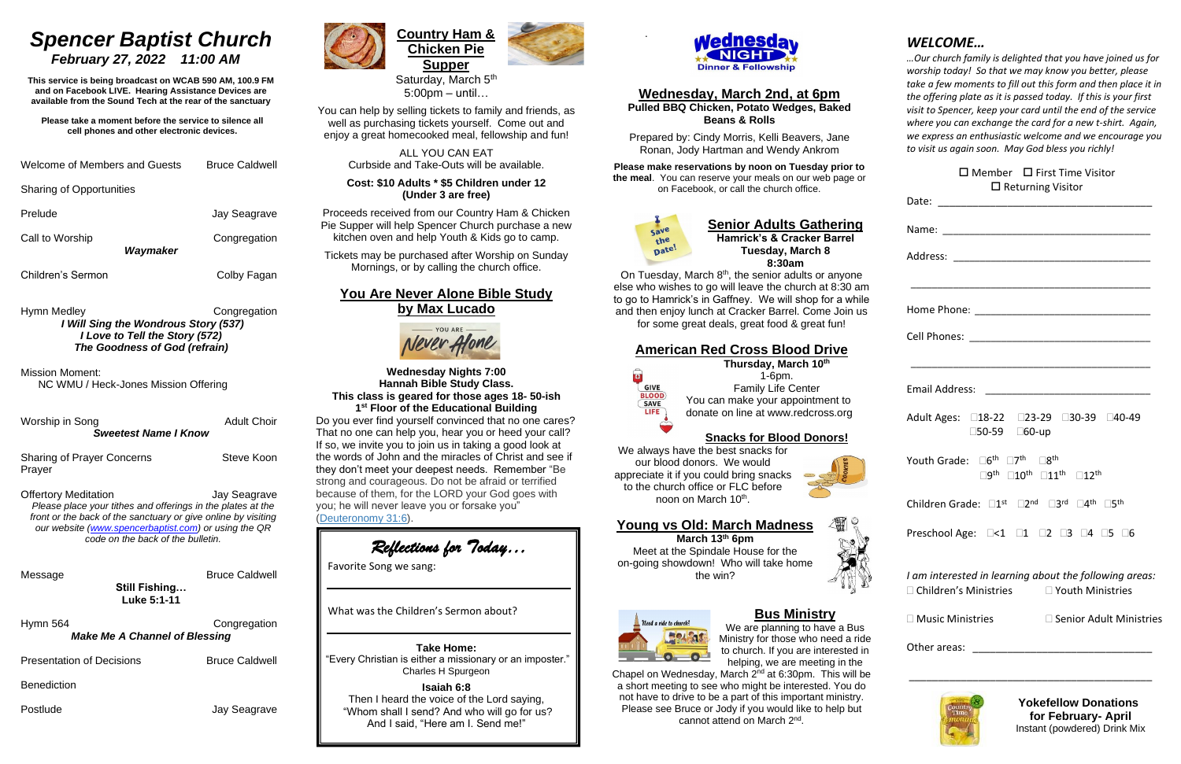# Spencer Baptist Church

*February 27, 2022 11:00 AM*

**This service is being broadcast on WCAB 590 AM, 100.9 FM and on Facebook LIVE. Hearing Assistance Devices are available from the Sound Tech at the rear of the sanctuary**

**Please take a moment before the service to silence all cell phones and other electronic devices.**

Welcome of Members and Guests — Bruce Caldwell

Sharing of Opportunities

Prelude — Jay Seagrave

Call to Worship — Congregation
*Waymaker*

Children's Sermon — Colby Fagan

Hymn Medley — Congregation
*I Will Sing the Wondrous Story (537)*
*I Love to Tell the Story (572)*
*The Goodness of God (refrain)*

Mission Moment:
NC WMU / Heck-Jones Mission Offering

Worship in Song — Adult Choir
*Sweetest Name I Know*

Sharing of Prayer Concerns — Steve Koon
Prayer

Offertory Meditation — Jay Seagrave
*Please place your tithes and offerings in the plates at the front or the back of the sanctuary or give online by visiting our website (www.spencerbaptist.com) or using the QR code on the back of the bulletin.*

Message — Bruce Caldwell
**Still Fishing…**
**Luke 5:1-11**

Hymn 564 — Congregation
*Make Me A Channel of Blessing*

Presentation of Decisions — Bruce Caldwell

Benediction

Postlude — Jay Seagrave

## Country Ham & Chicken Pie Supper

Saturday, March 5th
5:00pm – until…

You can help by selling tickets to family and friends, as well as purchasing tickets yourself. Come out and enjoy a great homecooked meal, fellowship and fun!

ALL YOU CAN EAT
Curbside and Take-Outs will be available.

**Cost: $10 Adults * $5 Children under 12 (Under 3 are free)**

Proceeds received from our Country Ham & Chicken Pie Supper will help Spencer Church purchase a new kitchen oven and help Youth & Kids go to camp.

Tickets may be purchased after Worship on Sunday Mornings, or by calling the church office.

## You Are Never Alone Bible Study by Max Lucado

**Wednesday Nights 7:00**
**Hannah Bible Study Class.**
**This class is geared for those ages 18- 50-ish**
**1st Floor of the Educational Building**

Do you ever find yourself convinced that no one cares? That no one can help you, hear you or heed your call? If so, we invite you to join us in taking a good look at the words of John and the miracles of Christ and see if they don't meet your deepest needs. Remember "Be strong and courageous. Do not be afraid or terrified because of them, for the LORD your God goes with you; he will never leave you or forsake you" (Deuteronomy 31:6).

## Reflections for Today…

Favorite Song we sang:

What was the Children's Sermon about?

**Take Home:**
"Every Christian is either a missionary or an imposter."
Charles H Spurgeon

**Isaiah 6:8**
Then I heard the voice of the Lord saying, "Whom shall I send? And who will go for us?
And I said, "Here am I. Send me!"

## Wednesday Night Dinner & Fellowship

## Wednesday, March 2nd, at 6pm

**Pulled BBQ Chicken, Potato Wedges, Baked Beans & Rolls**

Prepared by: Cindy Morris, Kelli Beavers, Jane Ronan, Jody Hartman and Wendy Ankrom

**Please make reservations by noon on Tuesday prior to the meal**. You can reserve your meals on our web page or on Facebook, or call the church office.

## Senior Adults Gathering

**Hamrick's & Cracker Barrel**
**Tuesday, March 8**
**8:30am**

On Tuesday, March 8th, the senior adults or anyone else who wishes to go will leave the church at 8:30 am to go to Hamrick's in Gaffney. We will shop for a while and then enjoy lunch at Cracker Barrel. Come Join us for some great deals, great food & great fun!

## American Red Cross Blood Drive

**Thursday, March 10th**
1-6pm.
Family Life Center
You can make your appointment to donate on line at www.redcross.org

### Snacks for Blood Donors!

We always have the best snacks for our blood donors. We would appreciate it if you could bring snacks to the church office or FLC before noon on March 10th.

## Young vs Old: March Madness

**March 13th 6pm**
Meet at the Spindale House for the on-going showdown! Who will take home the win?

## Bus Ministry

We are planning to have a Bus Ministry for those who need a ride to church. If you are interested in helping, we are meeting in the Chapel on Wednesday, March 2nd at 6:30pm. This will be a short meeting to see who might be interested. You do not have to drive to be a part of this important ministry. Please see Bruce or Jody if you would like to help but cannot attend on March 2nd.

## WELCOME…

*…Our church family is delighted that you have joined us for worship today! So that we may know you better, please take a few moments to fill out this form and then place it in the offering plate as it is passed today. If this is your first visit to Spencer, keep your card until the end of the service where you can exchange the card for a new t-shirt. Again, we express an enthusiastic welcome and we encourage you to visit us again soon. May God bless you richly!*

☐ Member ☐ First Time Visitor
☐ Returning Visitor

Date: ______________________

Name: ______________________

Address: ______________________

______________________

Home Phone: ______________________

Cell Phones: ______________________

______________________

Email Address: ______________________

Adult Ages: ☐18-22 ☐23-29 ☐30-39 ☐40-49 ☐50-59 ☐60-up

Youth Grade: ☐6th ☐7th ☐8th ☐9th ☐10th ☐11th ☐12th

Children Grade: ☐1st ☐2nd ☐3rd ☐4th ☐5th

Preschool Age: ☐<1 ☐1 ☐2 ☐3 ☐4 ☐5 ☐6

*I am interested in learning about the following areas:*

☐ Children's Ministries ☐ Youth Ministries

☐ Music Ministries ☐ Senior Adult Ministries

Other areas: ______________________

______________________

**Yokefellow Donations for February- April**
Instant (powdered) Drink Mix